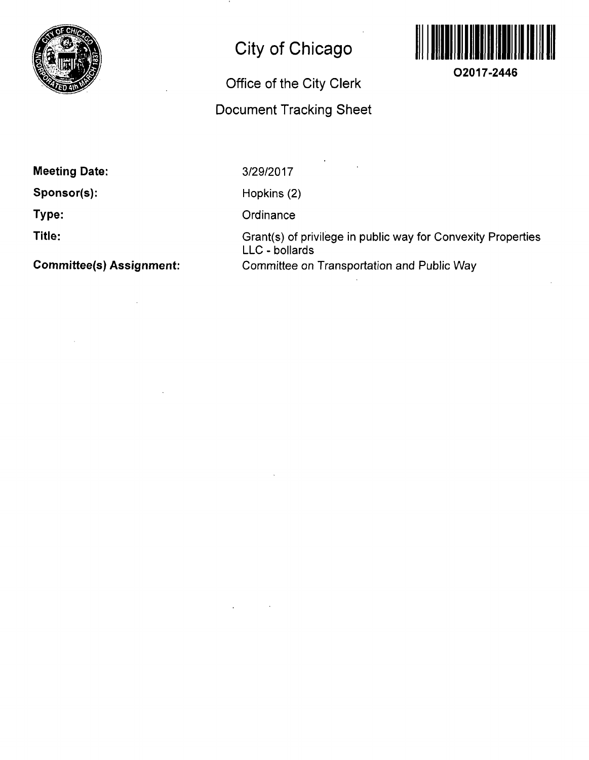# City of Chicago

O2017-2446

## Office of the City Clerk

## Document Tracking Sheet

**Meeting Date:** 3/29/2017

**Sponsor(s):** Hopkins (2)

**Type:** Ordinance

**Title:** Grant(s) of privilege in public way for Convexity Properties LLC - bollards

**Committee(s) Assignment:** Committee on Transportation and Public Way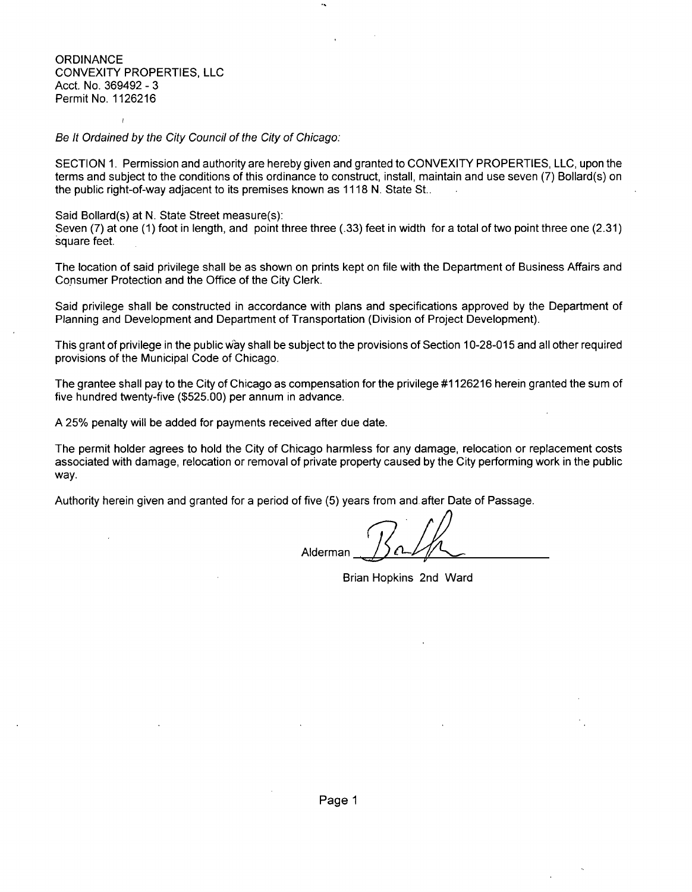ORDINANCE
CONVEXITY PROPERTIES, LLC
Acct. No. 369492 - 3
Permit No. 1126216

*Be It Ordained by the City Council of the City of Chicago:*

SECTION 1. Permission and authority are hereby given and granted to CONVEXITY PROPERTIES, LLC, upon the terms and subject to the conditions of this ordinance to construct, install, maintain and use seven (7) Bollard(s) on the public right-of-way adjacent to its premises known as 1118 N. State St..

Said Bollard(s) at N. State Street measure(s):
Seven (7) at one (1) foot in length, and point three three (.33) feet in width for a total of two point three one (2.31) square feet.

The location of said privilege shall be as shown on prints kept on file with the Department of Business Affairs and Consumer Protection and the Office of the City Clerk.

Said privilege shall be constructed in accordance with plans and specifications approved by the Department of Planning and Development and Department of Transportation (Division of Project Development).

This grant of privilege in the public way shall be subject to the provisions of Section 10-28-015 and all other required provisions of the Municipal Code of Chicago.

The grantee shall pay to the City of Chicago as compensation for the privilege #1126216 herein granted the sum of five hundred twenty-five ($525.00) per annum in advance.

A 25% penalty will be added for payments received after due date.

The permit holder agrees to hold the City of Chicago harmless for any damage, relocation or replacement costs associated with damage, relocation or removal of private property caused by the City performing work in the public way.

Authority herein given and granted for a period of five (5) years from and after Date of Passage.

Alderman ______________

Brian Hopkins 2nd Ward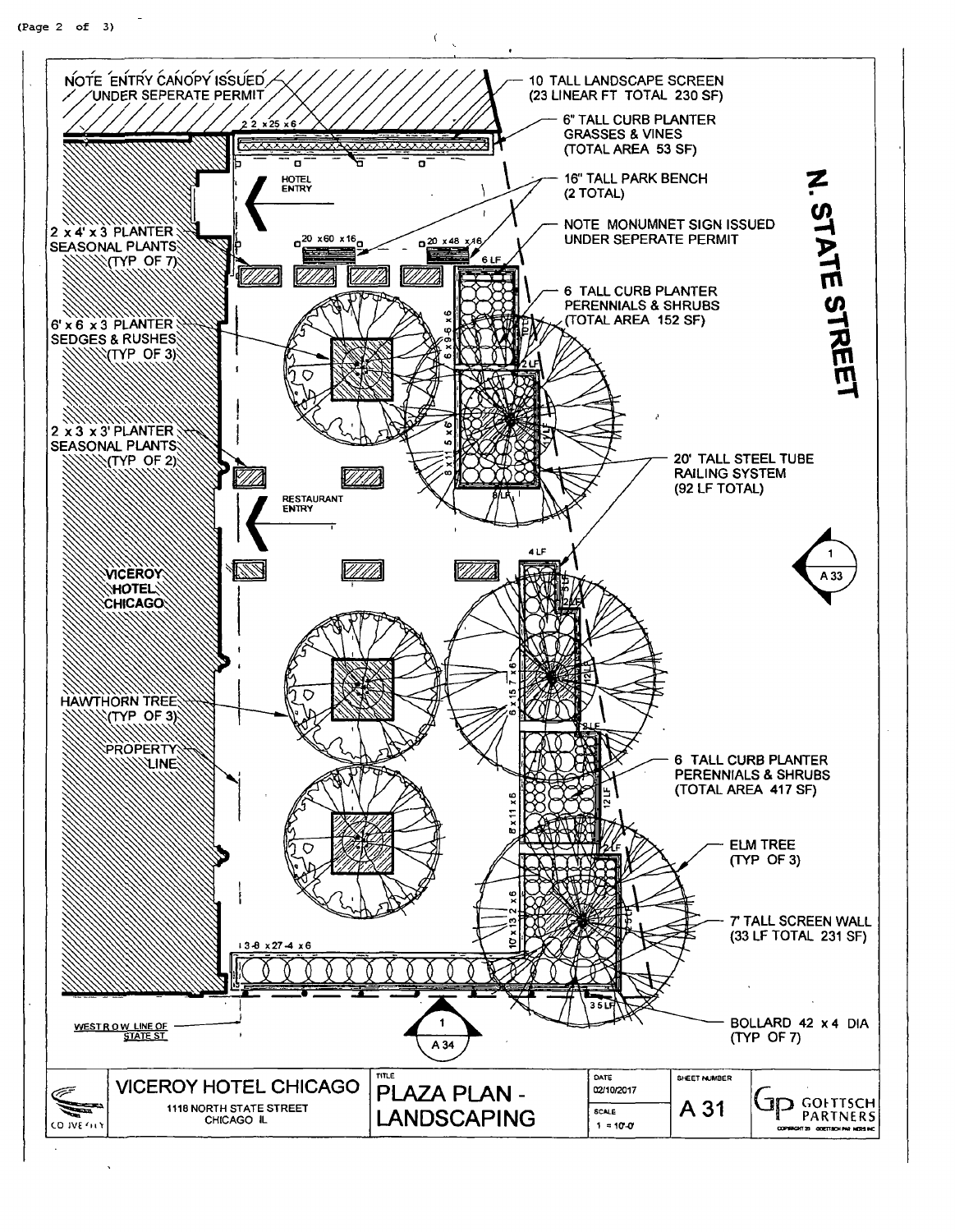NOTE ENTRY CANOPY ISSUED UNDER SEPERATE PERMIT

10 TALL LANDSCAPE SCREEN (23 LINEAR FT TOTAL 230 SF)

2 2 x 25 x 6

6" TALL CURB PLANTER GRASSES & VINES (TOTAL AREA 53 SF)

HOTEL ENTRY

16" TALL PARK BENCH (2 TOTAL)

**N. STATE STREET**

2 x 4' x 3 PLANTER SEASONAL PLANTS (TYP OF 7)

20 x 60 x 16

20 x 48 x 16

NOTE MONUMNET SIGN ISSUED UNDER SEPERATE PERMIT

6 LF

6 TALL CURB PLANTER PERENNIALS & SHRUBS (TOTAL AREA 152 SF)

6' x 6 x 3 PLANTER SEDGES & RUSHES (TYP OF 3)

6 x 9 6 x 6

10 LF

2 LF

8 x 11 5 x 6

17 LF

2 x 3 x 3' PLANTER SEASONAL PLANTS (TYP OF 2)

20' TALL STEEL TUBE RAILING SYSTEM (92 LF TOTAL)

8 LF

RESTAURANT ENTRY

4 LF

1 / A 33

3 LF

2 LF

VICEROY HOTEL CHICAGO

6 x 15 7 x 6

12 LF

2 LF

HAWTHORN TREE (TYP OF 3)

PROPERTY LINE

8 x 11 x 6

12 LF

6 TALL CURB PLANTER PERENNIALS & SHRUBS (TOTAL AREA 417 SF)

2 LF

ELM TREE (TYP OF 3)

10 x 13 2 x 6

7' TALL SCREEN WALL (33 LF TOTAL 231 SF)

13-8 x 27-4 x 6

3 5 LF

WEST R O W LINE OF STATE ST

1 / A 34

BOLLARD 42 x 4 DIA (TYP OF 7)

| | | | | |
|---|---|---|---|---|
| VICEROY HOTEL CHICAGO<br>1118 NORTH STATE STREET<br>CHICAGO IL | TITLE<br>PLAZA PLAN - LANDSCAPING | DATE 02/10/2017<br>SCALE 1 = 10'-0" | SHEET NUMBER<br>A 31 | GOETTSCH PARTNERS |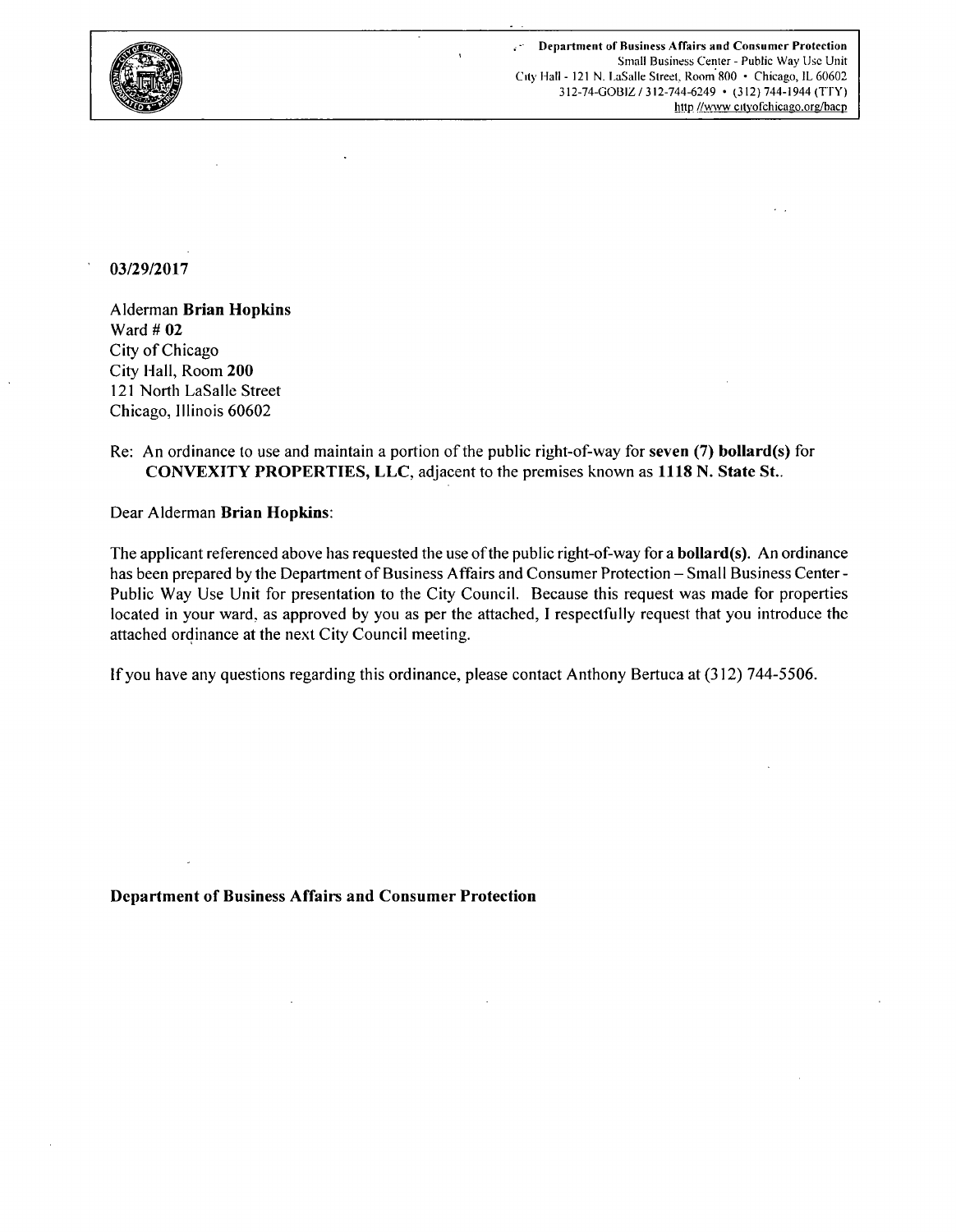**Department of Business Affairs and Consumer Protection**
Small Business Center - Public Way Use Unit
City Hall - 121 N. LaSalle Street, Room 800 • Chicago, IL 60602
312-74-GOBIZ / 312-744-6249 • (312) 744-1944 (TTY)
http //www cityofchicago.org/bacp

**03/29/2017**

Alderman **Brian Hopkins**
Ward # **02**
City of Chicago
City Hall, Room **200**
121 North LaSalle Street
Chicago, Illinois 60602

Re: An ordinance to use and maintain a portion of the public right-of-way for **seven (7) bollard(s)** for **CONVEXITY PROPERTIES, LLC**, adjacent to the premises known as **1118 N. State St.**.

Dear Alderman **Brian Hopkins**:

The applicant referenced above has requested the use of the public right-of-way for a **bollard(s)**. An ordinance has been prepared by the Department of Business Affairs and Consumer Protection – Small Business Center - Public Way Use Unit for presentation to the City Council. Because this request was made for properties located in your ward, as approved by you as per the attached, I respectfully request that you introduce the attached ordinance at the next City Council meeting.

If you have any questions regarding this ordinance, please contact Anthony Bertuca at (312) 744-5506.

**Department of Business Affairs and Consumer Protection**